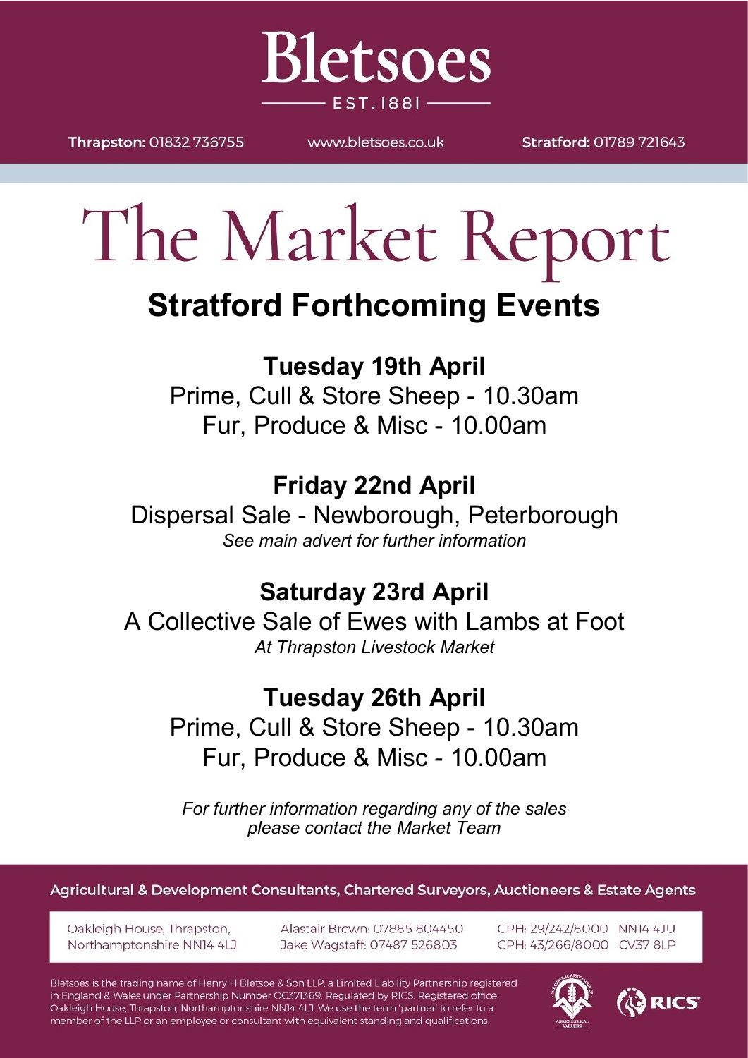# Bletsoes

EST. 1881

Thrapston: 01832 736755 | www.bletsoes.co.uk | Stratford: 01789 721643

# The Market Report

## Stratford Forthcoming Events

### Tuesday 19th April

Prime, Cull & Store Sheep - 10.30am

Fur, Produce & Misc - 10.00am

### Friday 22nd April

Dispersal Sale - Newborough, Peterborough

*See main advert for further information*

### Saturday 23rd April

A Collective Sale of Ewes with Lambs at Foot

*At Thrapston Livestock Market*

### Tuesday 26th April

Prime, Cull & Store Sheep - 10.30am

Fur, Produce & Misc - 10.00am

*For further information regarding any of the sales please contact the Market Team*

**Agricultural & Development Consultants, Chartered Surveyors, Auctioneers & Estate Agents**

Oakleigh House, Thrapston, Northamptonshire NN14 4LJ

Alastair Brown: 07885 804450
Jake Wagstaff: 07487 526803

CPH: 29/242/8000 NN14 4JU
CPH: 43/266/8000 CV37 8LP

Bletsoes is the trading name of Henry H Bletsoe & Son LLP, a Limited Liability Partnership registered in England & Wales under Partnership Number OC371369. Regulated by RICS. Registered office: Oakleigh House, Thrapston, Northamptonshire NN14 4LJ. We use the term 'partner' to refer to a member of the LLP or an employee or consultant with equivalent standing and qualifications.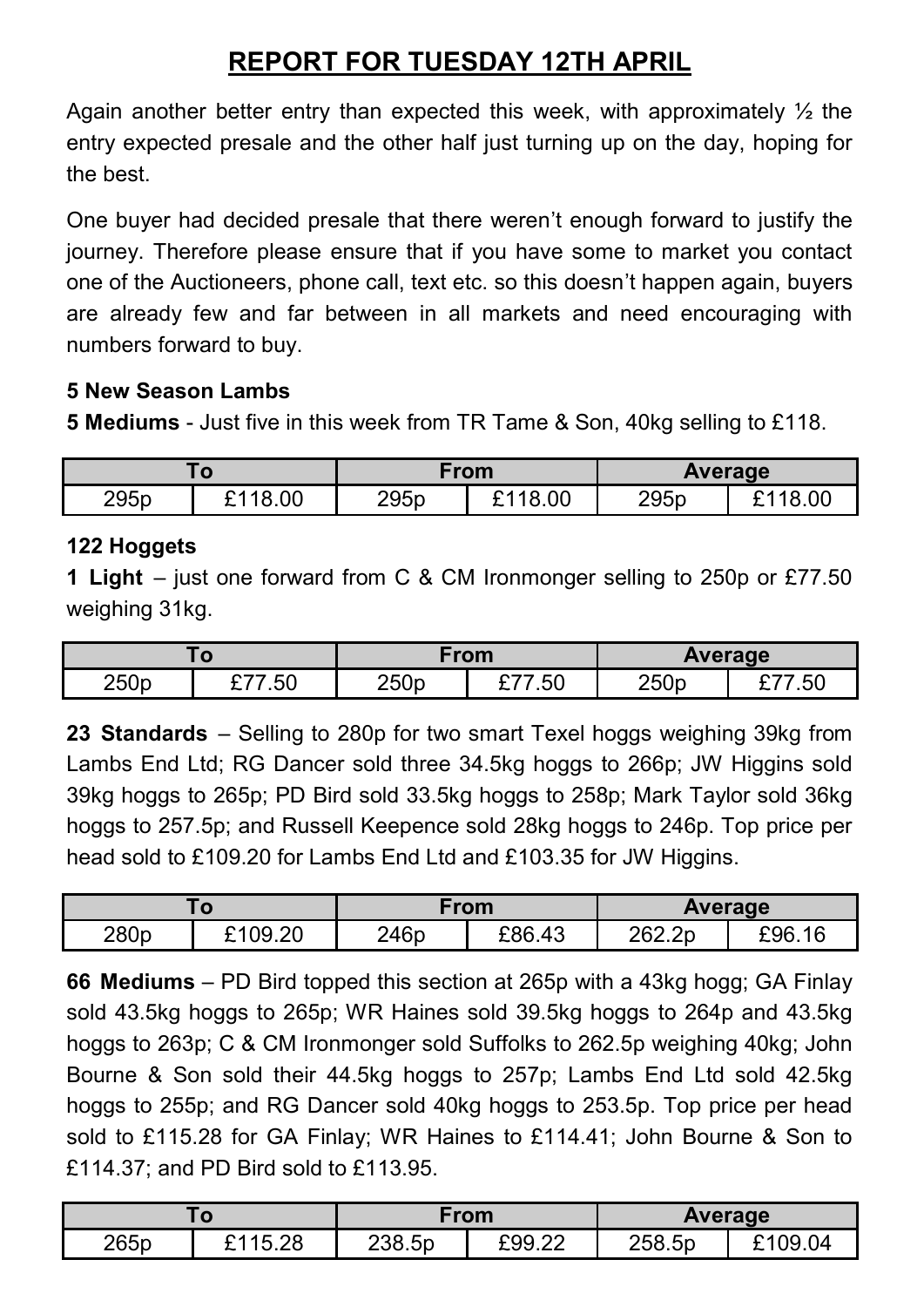## REPORT FOR TUESDAY 12TH APRIL

Again another better entry than expected this week, with approximately ½ the entry expected presale and the other half just turning up on the day, hoping for the best.

One buyer had decided presale that there weren't enough forward to justify the journey. Therefore please ensure that if you have some to market you contact one of the Auctioneers, phone call, text etc. so this doesn't happen again, buyers are already few and far between in all markets and need encouraging with numbers forward to buy.

**5 New Season Lambs**

**5 Mediums** - Just five in this week from TR Tame & Son, 40kg selling to £118.

| To | | From | | Average | |
|---|---|---|---|---|---|
| 295p | £118.00 | 295p | £118.00 | 295p | £118.00 |

**122 Hoggets**

**1 Light** – just one forward from C & CM Ironmonger selling to 250p or £77.50 weighing 31kg.

| To | | From | | Average | |
|---|---|---|---|---|---|
| 250p | £77.50 | 250p | £77.50 | 250p | £77.50 |

**23 Standards** – Selling to 280p for two smart Texel hoggs weighing 39kg from Lambs End Ltd; RG Dancer sold three 34.5kg hoggs to 266p; JW Higgins sold 39kg hoggs to 265p; PD Bird sold 33.5kg hoggs to 258p; Mark Taylor sold 36kg hoggs to 257.5p; and Russell Keepence sold 28kg hoggs to 246p. Top price per head sold to £109.20 for Lambs End Ltd and £103.35 for JW Higgins.

| To | | From | | Average | |
|---|---|---|---|---|---|
| 280p | £109.20 | 246p | £86.43 | 262.2p | £96.16 |

**66 Mediums** – PD Bird topped this section at 265p with a 43kg hogg; GA Finlay sold 43.5kg hoggs to 265p; WR Haines sold 39.5kg hoggs to 264p and 43.5kg hoggs to 263p; C & CM Ironmonger sold Suffolks to 262.5p weighing 40kg; John Bourne & Son sold their 44.5kg hoggs to 257p; Lambs End Ltd sold 42.5kg hoggs to 255p; and RG Dancer sold 40kg hoggs to 253.5p. Top price per head sold to £115.28 for GA Finlay; WR Haines to £114.41; John Bourne & Son to £114.37; and PD Bird sold to £113.95.

| To | | From | | Average | |
|---|---|---|---|---|---|
| 265p | £115.28 | 238.5p | £99.22 | 258.5p | £109.04 |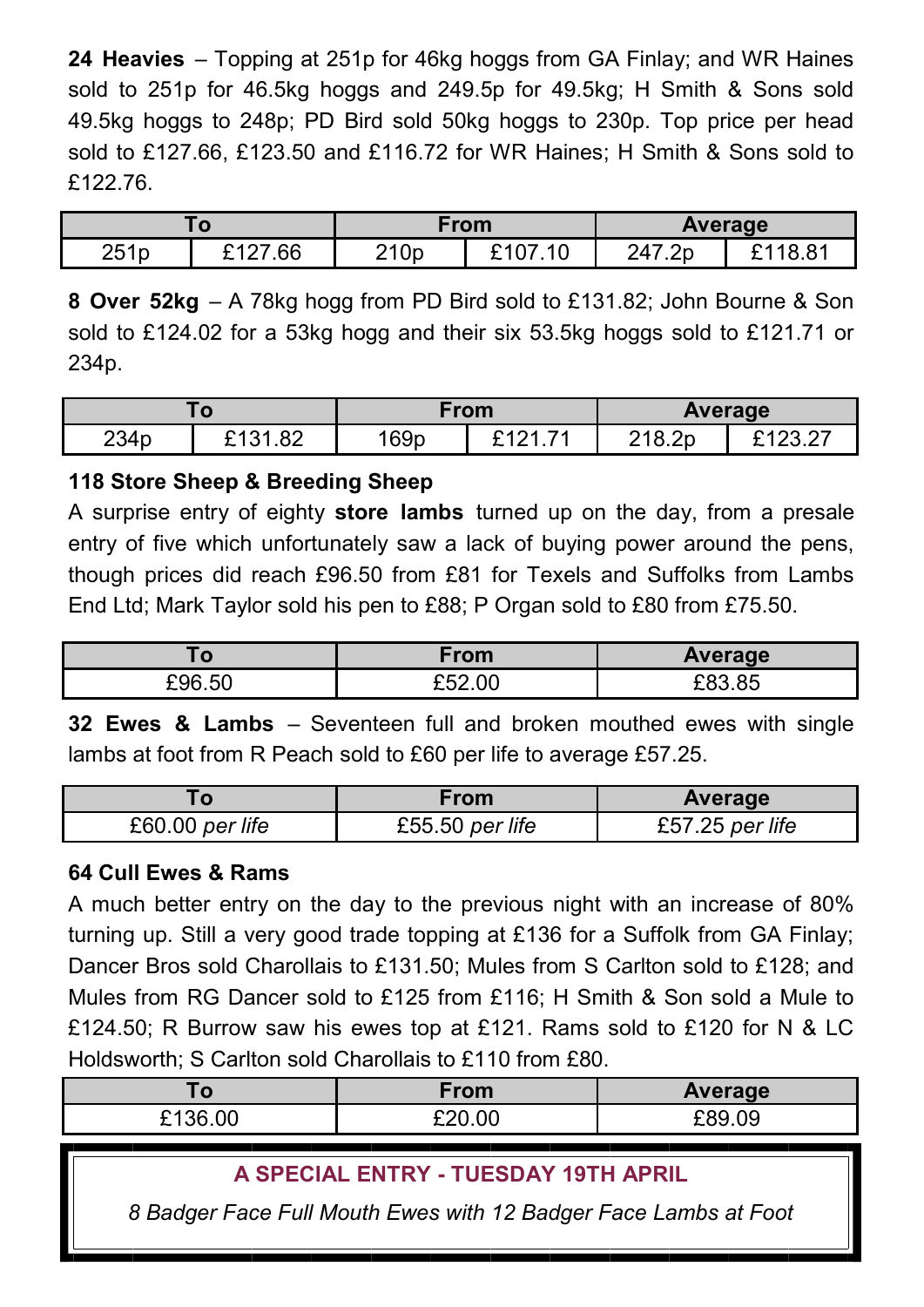**24 Heavies** – Topping at 251p for 46kg hoggs from GA Finlay; and WR Haines sold to 251p for 46.5kg hoggs and 249.5p for 49.5kg; H Smith & Sons sold 49.5kg hoggs to 248p; PD Bird sold 50kg hoggs to 230p. Top price per head sold to £127.66, £123.50 and £116.72 for WR Haines; H Smith & Sons sold to £122.76.

| To | | From | | Average | |
|---|---|---|---|---|---|
| 251p | £127.66 | 210p | £107.10 | 247.2p | £118.81 |

**8 Over 52kg** – A 78kg hogg from PD Bird sold to £131.82; John Bourne & Son sold to £124.02 for a 53kg hogg and their six 53.5kg hoggs sold to £121.71 or 234p.

| To | | From | | Average | |
|---|---|---|---|---|---|
| 234p | £131.82 | 169p | £121.71 | 218.2p | £123.27 |

**118 Store Sheep & Breeding Sheep**

A surprise entry of eighty **store lambs** turned up on the day, from a presale entry of five which unfortunately saw a lack of buying power around the pens, though prices did reach £96.50 from £81 for Texels and Suffolks from Lambs End Ltd; Mark Taylor sold his pen to £88; P Organ sold to £80 from £75.50.

| To | From | Average |
|---|---|---|
| £96.50 | £52.00 | £83.85 |

**32 Ewes & Lambs** – Seventeen full and broken mouthed ewes with single lambs at foot from R Peach sold to £60 per life to average £57.25.

| To | From | Average |
|---|---|---|
| £60.00 *per life* | £55.50 *per life* | £57.25 *per life* |

**64 Cull Ewes & Rams**

A much better entry on the day to the previous night with an increase of 80% turning up. Still a very good trade topping at £136 for a Suffolk from GA Finlay; Dancer Bros sold Charollais to £131.50; Mules from S Carlton sold to £128; and Mules from RG Dancer sold to £125 from £116; H Smith & Son sold a Mule to £124.50; R Burrow saw his ewes top at £121. Rams sold to £120 for N & LC Holdsworth; S Carlton sold Charollais to £110 from £80.

| To | From | Average |
|---|---|---|
| £136.00 | £20.00 | £89.09 |

**A SPECIAL ENTRY - TUESDAY 19TH APRIL**

*8 Badger Face Full Mouth Ewes with 12 Badger Face Lambs at Foot*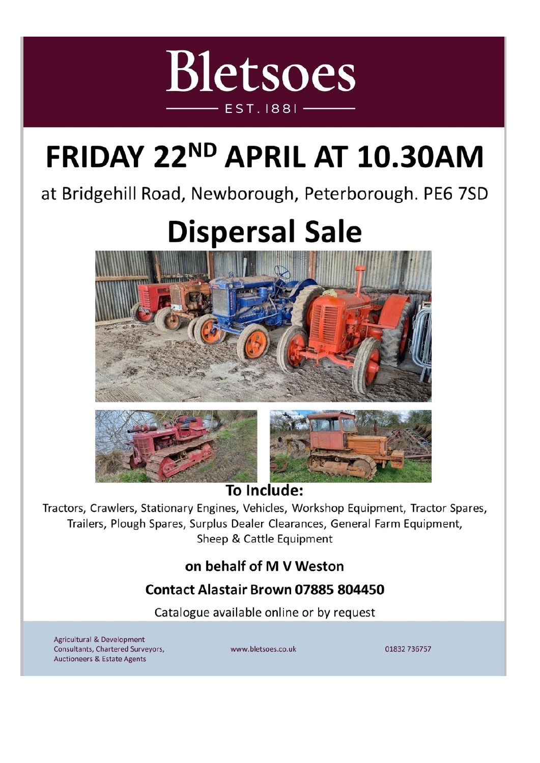# Bletsoes

EST. 1881

# FRIDAY 22ND APRIL AT 10.30AM

at Bridgehill Road, Newborough, Peterborough. PE6 7SD

# Dispersal Sale

## To Include:

Tractors, Crawlers, Stationary Engines, Vehicles, Workshop Equipment, Tractor Spares, Trailers, Plough Spares, Surplus Dealer Clearances, General Farm Equipment, Sheep & Cattle Equipment

**on behalf of M V Weston**

**Contact Alastair Brown 07885 804450**

Catalogue available online or by request

Agricultural & Development Consultants, Chartered Surveyors, Auctioneers & Estate Agents

www.bletsoes.co.uk

01832 736757